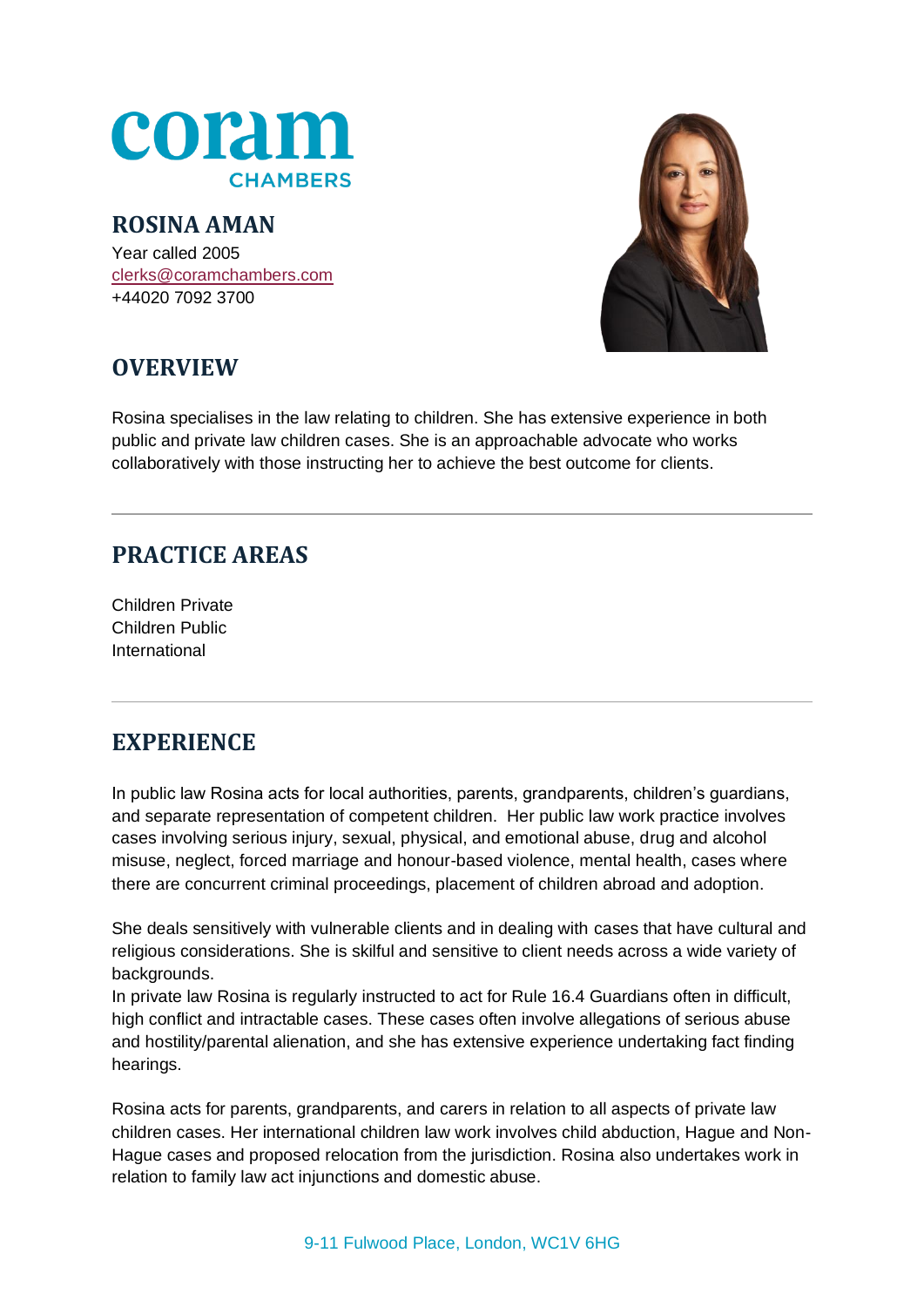coram
CHAMBERS

# ROSINA AMAN

Year called 2005
clerks@coramchambers.com
+44020 7092 3700

## OVERVIEW

Rosina specialises in the law relating to children. She has extensive experience in both public and private law children cases. She is an approachable advocate who works collaboratively with those instructing her to achieve the best outcome for clients.

## PRACTICE AREAS

Children Private
Children Public
International

## EXPERIENCE

In public law Rosina acts for local authorities, parents, grandparents, children's guardians, and separate representation of competent children. Her public law work practice involves cases involving serious injury, sexual, physical, and emotional abuse, drug and alcohol misuse, neglect, forced marriage and honour-based violence, mental health, cases where there are concurrent criminal proceedings, placement of children abroad and adoption.

She deals sensitively with vulnerable clients and in dealing with cases that have cultural and religious considerations. She is skilful and sensitive to client needs across a wide variety of backgrounds.
In private law Rosina is regularly instructed to act for Rule 16.4 Guardians often in difficult, high conflict and intractable cases. These cases often involve allegations of serious abuse and hostility/parental alienation, and she has extensive experience undertaking fact finding hearings.

Rosina acts for parents, grandparents, and carers in relation to all aspects of private law children cases. Her international children law work involves child abduction, Hague and Non-Hague cases and proposed relocation from the jurisdiction. Rosina also undertakes work in relation to family law act injunctions and domestic abuse.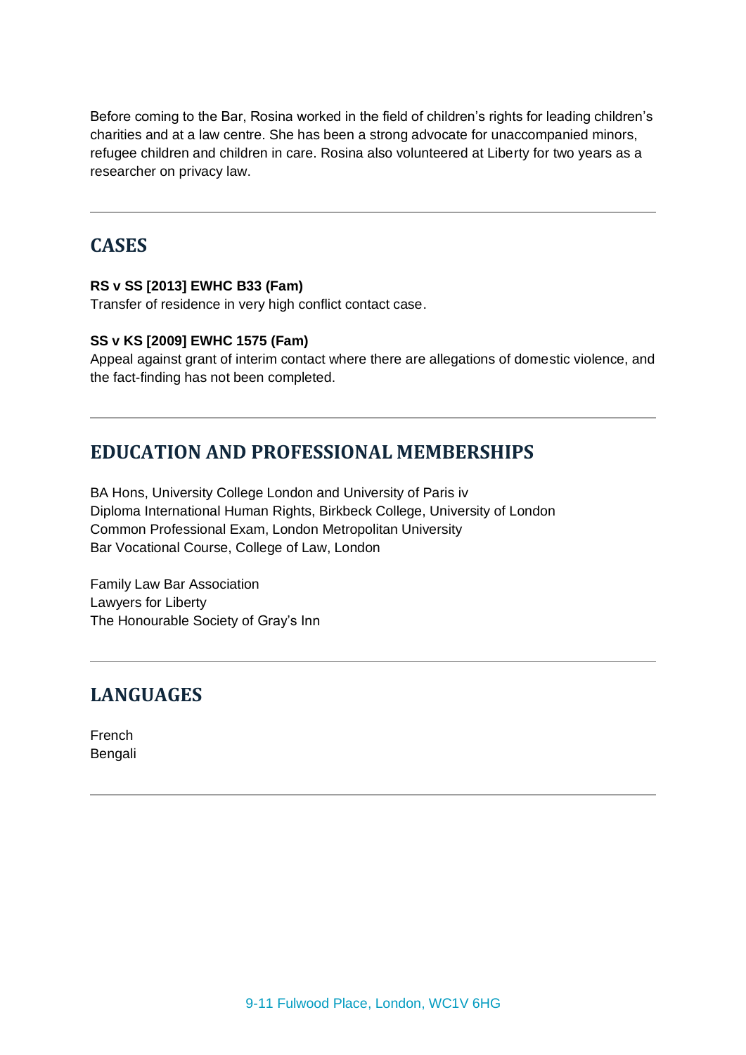Before coming to the Bar, Rosina worked in the field of children's rights for leading children's charities and at a law centre. She has been a strong advocate for unaccompanied minors, refugee children and children in care. Rosina also volunteered at Liberty for two years as a researcher on privacy law.

## CASES

**RS v SS [2013] EWHC B33 (Fam)**
Transfer of residence in very high conflict contact case.

**SS v KS [2009] EWHC 1575 (Fam)**
Appeal against grant of interim contact where there are allegations of domestic violence, and the fact-finding has not been completed.

## EDUCATION AND PROFESSIONAL MEMBERSHIPS

BA Hons, University College London and University of Paris iv
Diploma International Human Rights, Birkbeck College, University of London
Common Professional Exam, London Metropolitan University
Bar Vocational Course, College of Law, London

Family Law Bar Association
Lawyers for Liberty
The Honourable Society of Gray's Inn

## LANGUAGES

French
Bengali